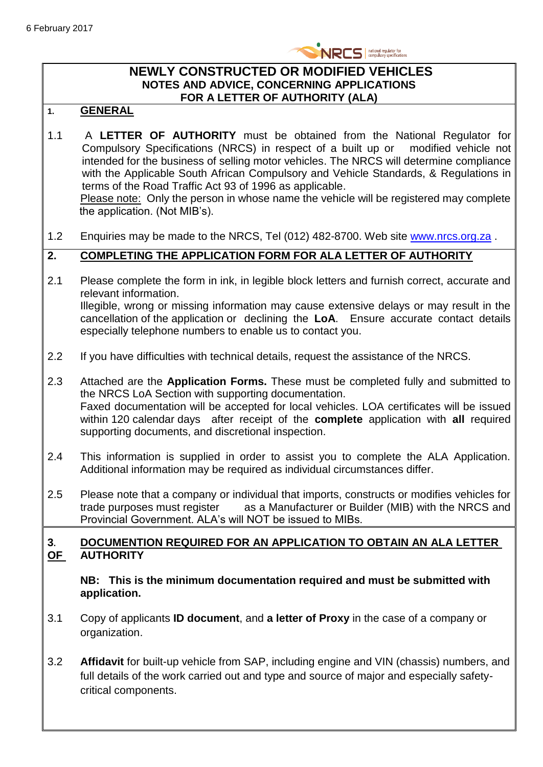6 February 2017

# NEWLY CONSTRUCTED OR MODIFIED VEHICLES
## NOTES AND ADVICE, CONCERNING APPLICATIONS FOR A LETTER OF AUTHORITY (ALA)

## 1. GENERAL

1.1 A **LETTER OF AUTHORITY** must be obtained from the National Regulator for Compulsory Specifications (NRCS) in respect of a built up or modified vehicle not intended for the business of selling motor vehicles. The NRCS will determine compliance with the Applicable South African Compulsory and Vehicle Standards, & Regulations in terms of the Road Traffic Act 93 of 1996 as applicable.
Please note: Only the person in whose name the vehicle will be registered may complete the application. (Not MIB's).

1.2 Enquiries may be made to the NRCS, Tel (012) 482-8700. Web site www.nrcs.org.za .

## 2. COMPLETING THE APPLICATION FORM FOR ALA LETTER OF AUTHORITY

2.1 Please complete the form in ink, in legible block letters and furnish correct, accurate and relevant information.
Illegible, wrong or missing information may cause extensive delays or may result in the cancellation of the application or declining the **LoA**. Ensure accurate contact details especially telephone numbers to enable us to contact you.

2.2 If you have difficulties with technical details, request the assistance of the NRCS.

2.3 Attached are the **Application Forms.** These must be completed fully and submitted to the NRCS LoA Section with supporting documentation.
Faxed documentation will be accepted for local vehicles. LOA certificates will be issued within 120 calendar days after receipt of the **complete** application with **all** required supporting documents, and discretional inspection.

2.4 This information is supplied in order to assist you to complete the ALA Application. Additional information may be required as individual circumstances differ.

2.5 Please note that a company or individual that imports, constructs or modifies vehicles for trade purposes must register as a Manufacturer or Builder (MIB) with the NRCS and Provincial Government. ALA's will NOT be issued to MIBs.

## 3. DOCUMENTION REQUIRED FOR AN APPLICATION TO OBTAIN AN ALA LETTER OF AUTHORITY

**NB: This is the minimum documentation required and must be submitted with application.**

3.1 Copy of applicants **ID document**, and **a letter of Proxy** in the case of a company or organization.

3.2 **Affidavit** for built-up vehicle from SAP, including engine and VIN (chassis) numbers, and full details of the work carried out and type and source of major and especially safety-critical components.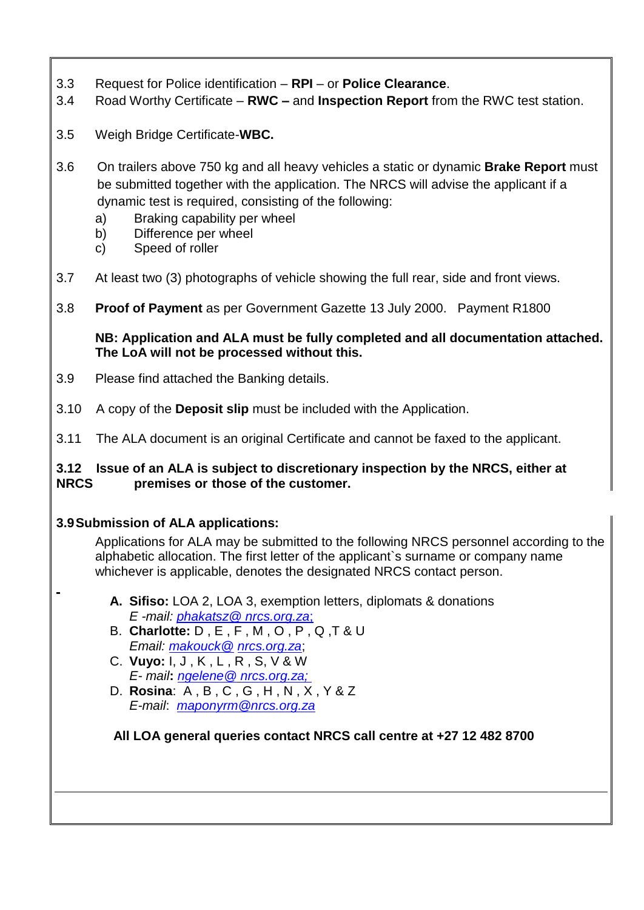3.3 Request for Police identification – **RPI** – or **Police Clearance**.

3.4 Road Worthy Certificate – **RWC –** and **Inspection Report** from the RWC test station.

3.5 Weigh Bridge Certificate-**WBC.**

3.6 On trailers above 750 kg and all heavy vehicles a static or dynamic **Brake Report** must be submitted together with the application. The NRCS will advise the applicant if a dynamic test is required, consisting of the following:

a) Braking capability per wheel
b) Difference per wheel
c) Speed of roller

3.7 At least two (3) photographs of vehicle showing the full rear, side and front views.

3.8 **Proof of Payment** as per Government Gazette 13 July 2000. Payment R1800

**NB: Application and ALA must be fully completed and all documentation attached. The LoA will not be processed without this.**

3.9 Please find attached the Banking details.

3.10 A copy of the **Deposit slip** must be included with the Application.

3.11 The ALA document is an original Certificate and cannot be faxed to the applicant.

**3.12 Issue of an ALA is subject to discretionary inspection by the NRCS, either at NRCS premises or those of the customer.**

**3.9 Submission of ALA applications:**

Applications for ALA may be submitted to the following NRCS personnel according to the alphabetic allocation. The first letter of the applicant`s surname or company name whichever is applicable, denotes the designated NRCS contact person.

A. **Sifiso:** LOA 2, LOA 3, exemption letters, diplomats & donations
*E -mail: phakatsz@ nrcs.org.za;*

B. **Charlotte:** D , E , F , M , O , P , Q ,T & U
*Email: makouck@ nrcs.org.za;*

C. **Vuyo:** I, J , K , L , R , S, V & W
*E- mail: ngelene@ nrcs.org.za;*

D. **Rosina**: A , B , C , G , H , N , X , Y & Z
*E-mail: maponyrm@nrcs.org.za*

**All LOA general queries contact NRCS call centre at +27 12 482 8700**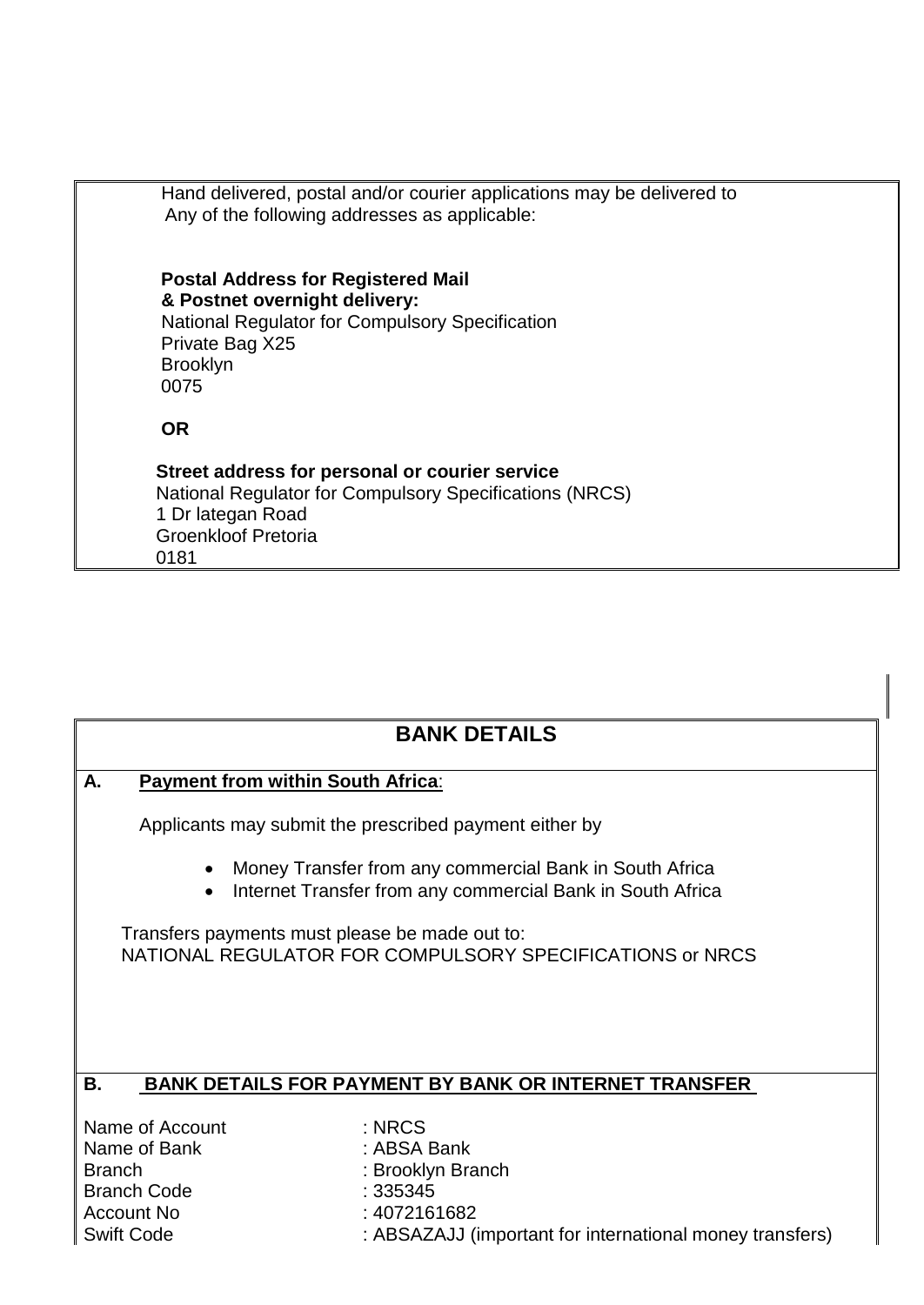Hand delivered, postal and/or courier applications may be delivered to Any of the following addresses as applicable:

**Postal Address for Registered Mail & Postnet overnight delivery:**
National Regulator for Compulsory Specification
Private Bag X25
Brooklyn
0075

**OR**

**Street address for personal or courier service**
National Regulator for Compulsory Specifications (NRCS)
1 Dr lategan Road
Groenkloof Pretoria
0181

## BANK DETAILS

**A. <u>Payment from within South Africa</u>:**

Applicants may submit the prescribed payment either by

- Money Transfer from any commercial Bank in South Africa
- Internet Transfer from any commercial Bank in South Africa

Transfers payments must please be made out to:
NATIONAL REGULATOR FOR COMPULSORY SPECIFICATIONS or NRCS

**B. <u>BANK DETAILS FOR PAYMENT BY BANK OR INTERNET TRANSFER</u>**

| | |
|---|---|
| Name of Account | : NRCS |
| Name of Bank | : ABSA Bank |
| Branch | : Brooklyn Branch |
| Branch Code | : 335345 |
| Account No | : 4072161682 |
| Swift Code | : ABSAZAJJ (important for international money transfers) |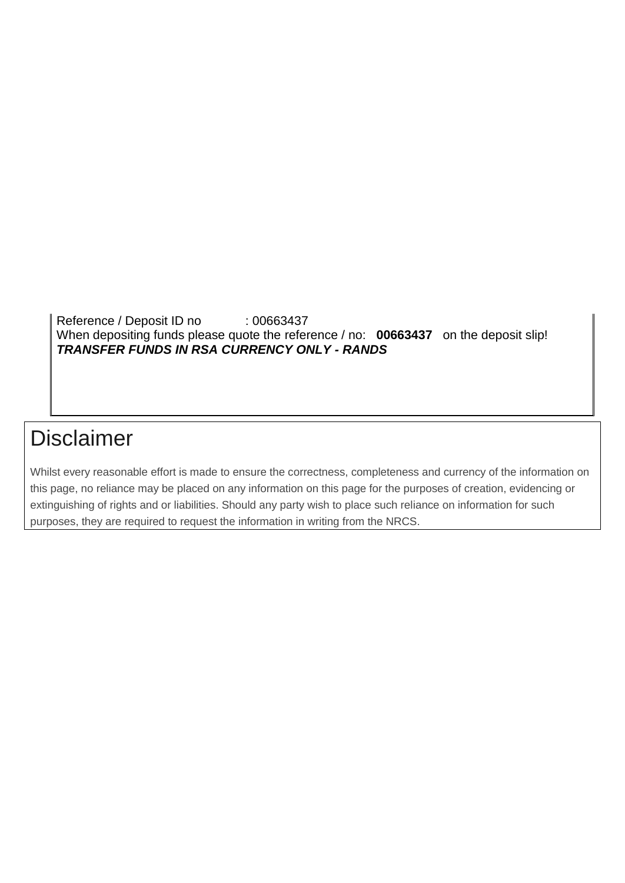Reference / Deposit ID no : 00663437

When depositing funds please quote the reference / no: **00663437** on the deposit slip!

***TRANSFER FUNDS IN RSA CURRENCY ONLY - RANDS***

# Disclaimer

Whilst every reasonable effort is made to ensure the correctness, completeness and currency of the information on this page, no reliance may be placed on any information on this page for the purposes of creation, evidencing or extinguishing of rights and or liabilities. Should any party wish to place such reliance on information for such purposes, they are required to request the information in writing from the NRCS.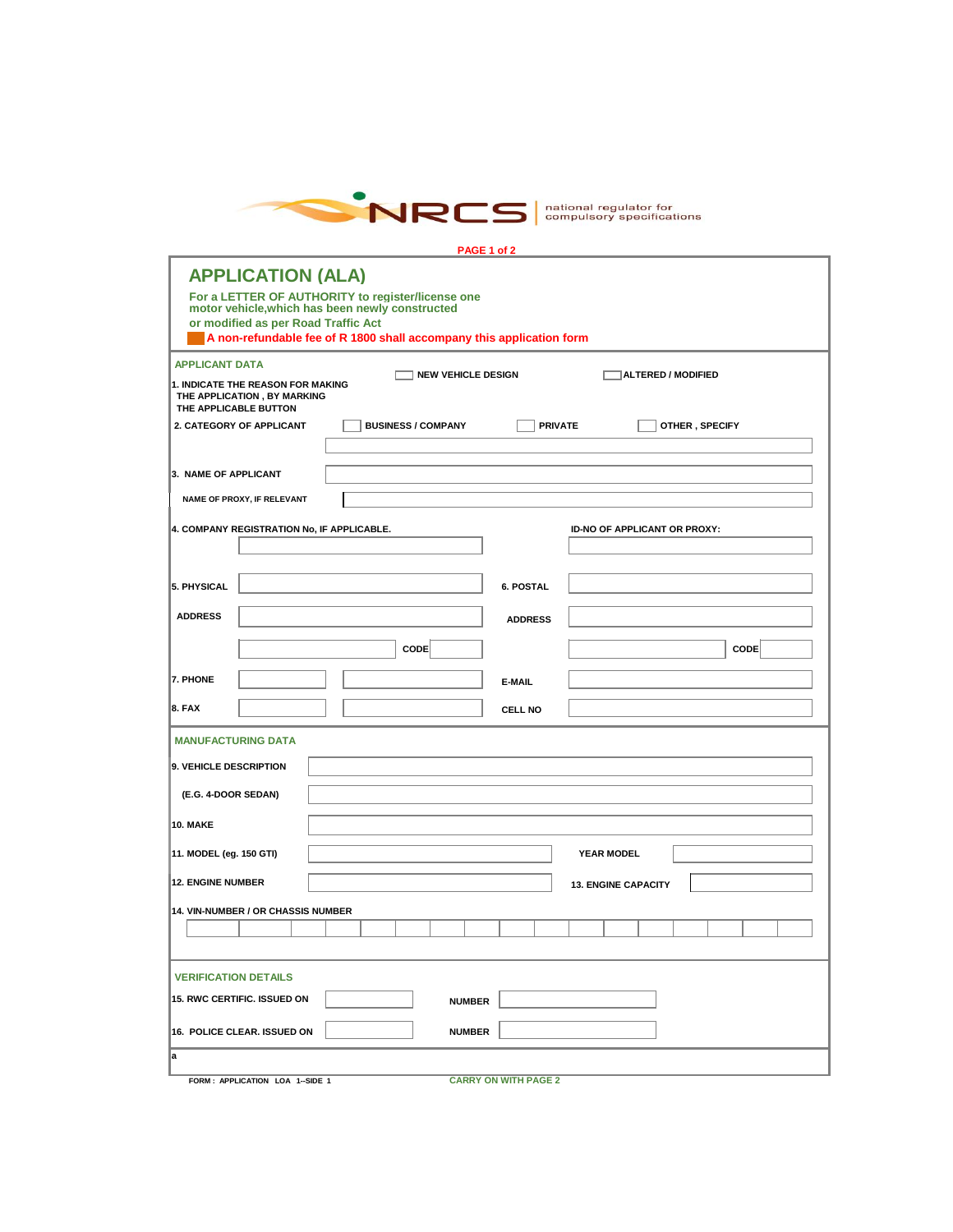NRCS | national regulator for compulsory specifications

PAGE 1 of 2

# APPLICATION (ALA)

**For a LETTER OF AUTHORITY to register/license one motor vehicle,which has been newly constructed or modified as per Road Traffic Act**

**A non-refundable fee of R 1800 shall accompany this application form**

## APPLICANT DATA

1. INDICATE THE REASON FOR MAKING THE APPLICATION , BY MARKING THE APPLICABLE BUTTON ☐ NEW VEHICLE DESIGN ☐ ALTERED / MODIFIED

2. CATEGORY OF APPLICANT ☐ BUSINESS / COMPANY ☐ PRIVATE ☐ OTHER , SPECIFY

3. NAME OF APPLICANT

NAME OF PROXY, IF RELEVANT

4. COMPANY REGISTRATION No, IF APPLICABLE.

ID-NO OF APPLICANT OR PROXY:

5. PHYSICAL ADDRESS

CODE

6. POSTAL ADDRESS

CODE

7. PHONE

E-MAIL

8. FAX

CELL NO

## MANUFACTURING DATA

9. VEHICLE DESCRIPTION (E.G. 4-DOOR SEDAN)

10. MAKE

11. MODEL (eg. 150 GTI)

YEAR MODEL

12. ENGINE NUMBER

13. ENGINE CAPACITY

14. VIN-NUMBER / OR CHASSIS NUMBER

## VERIFICATION DETAILS

15. RWC CERTIFIC. ISSUED ON NUMBER

16. POLICE CLEAR. ISSUED ON NUMBER

a

FORM : APPLICATION LOA 1--SIDE 1

CARRY ON WITH PAGE 2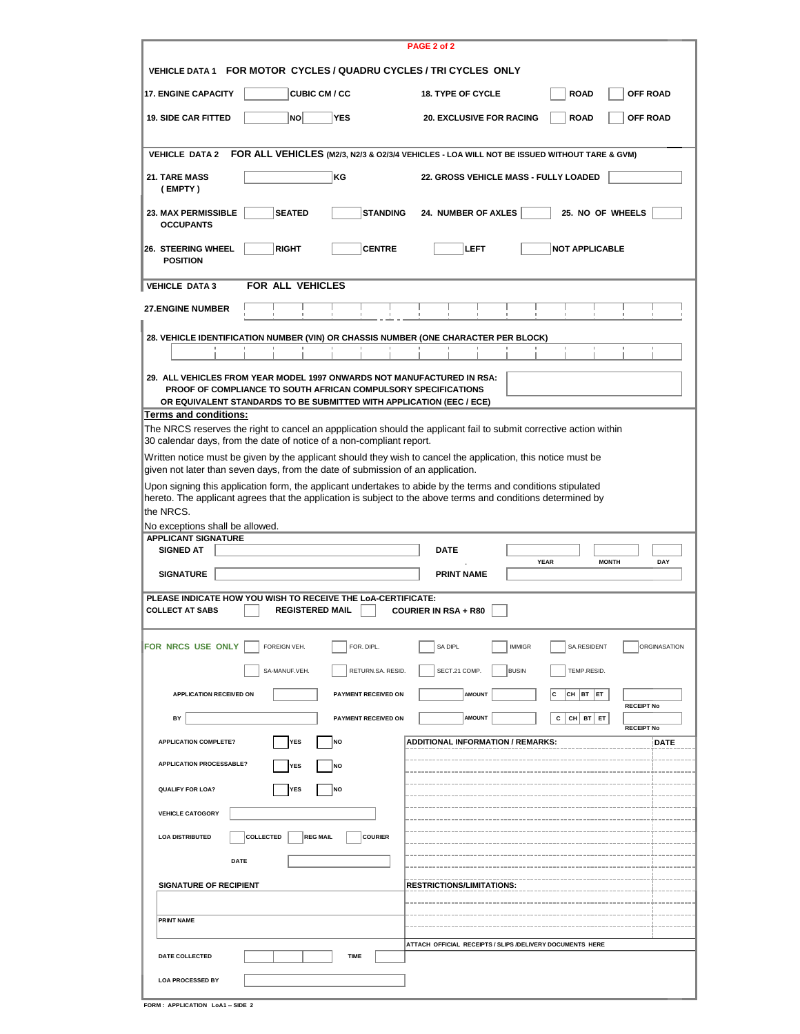## VEHICLE DATA 1 FOR MOTOR CYCLES / QUADRU CYCLES / TRI CYCLES ONLY

| | | | |
|---|---|---|---|
| 17. ENGINE CAPACITY | CUBIC CM / CC | 18. TYPE OF CYCLE | ROAD / OFF ROAD |
| 19. SIDE CAR FITTED | NO / YES | 20. EXCLUSIVE FOR RACING | ROAD / OFF ROAD |

## VEHICLE DATA 2 FOR ALL VEHICLES (M2/3, N2/3 & O2/3/4 VEHICLES - LOA WILL NOT BE ISSUED WITHOUT TARE & GVM)

| | | | |
|---|---|---|---|
| 21. TARE MASS (EMPTY) | KG | 22. GROSS VEHICLE MASS - FULLY LOADED | |
| 23. MAX PERMISSIBLE OCCUPANTS | SEATED / STANDING | 24. NUMBER OF AXLES | 25. NO OF WHEELS |
| 26. STEERING WHEEL POSITION | RIGHT / CENTRE | LEFT | NOT APPLICABLE |

## VEHICLE DATA 3 FOR ALL VEHICLES

27. ENGINE NUMBER

28. VEHICLE IDENTIFICATION NUMBER (VIN) OR CHASSIS NUMBER (ONE CHARACTER PER BLOCK)

29. ALL VEHICLES FROM YEAR MODEL 1997 ONWARDS NOT MANUFACTURED IN RSA: PROOF OF COMPLIANCE TO SOUTH AFRICAN COMPULSORY SPECIFICATIONS OR EQUIVALENT STANDARDS TO BE SUBMITTED WITH APPLICATION (EEC / ECE)

**Terms and conditions:**

The NRCS reserves the right to cancel an appplication should the applicant fail to submit corrective action within 30 calendar days, from the date of notice of a non-compliant report.

Written notice must be given by the applicant should they wish to cancel the application, this notice must be given not later than seven days, from the date of submission of an application.

Upon signing this application form, the applicant undertakes to abide by the terms and conditions stipulated hereto. The applicant agrees that the application is subject to the above terms and conditions determined by the NRCS.

No exceptions shall be allowed.

**APPLICANT SIGNATURE**

| | | | |
|---|---|---|---|
| SIGNED AT | | DATE | YEAR / MONTH / DAY |
| SIGNATURE | | PRINT NAME | |

PLEASE INDICATE HOW YOU WISH TO RECEIVE THE LoA-CERTIFICATE:

COLLECT AT SABS ☐ REGISTERED MAIL ☐ COURIER IN RSA + R80 ☐

**FOR NRCS USE ONLY**

| | | | | | |
|---|---|---|---|---|---|
| FOREIGN VEH. | FOR. DIPL. | SA DIPL | IMMIGR | SA.RESIDENT | ORGINASATION |
| SA-MANUF.VEH. | RETURN.SA. RESID. | SECT.21 COMP. | BUSIN | TEMP.RESID. | |

| | | | | | |
|---|---|---|---|---|---|
| APPLICATION RECEIVED ON | | PAYMENT RECEIVED ON | AMOUNT | C / CH / BT / ET | RECEIPT No |
| BY | | PAYMENT RECEIVED ON | AMOUNT | C / CH / BT / ET | RECEIPT No |

| | |
|---|---|
| APPLICATION COMPLETE? | YES / NO |
| APPLICATION PROCESSABLE? | YES / NO |
| QUALIFY FOR LOA? | YES / NO |
| VEHICLE CATOGORY | |
| LOA DISTRIBUTED | COLLECTED / REG MAIL / COURIER |
| DATE | |
| SIGNATURE OF RECIPIENT | |
| PRINT NAME | |
| DATE COLLECTED | TIME |
| LOA PROCESSED BY | |

| ADDITIONAL INFORMATION / REMARKS: | DATE |
|---|---|
| | |

RESTRICTIONS/LIMITATIONS:

ATTACH OFFICIAL RECEIPTS / SLIPS /DELIVERY DOCUMENTS HERE

FORM : APPLICATION LoA1 -- SIDE 2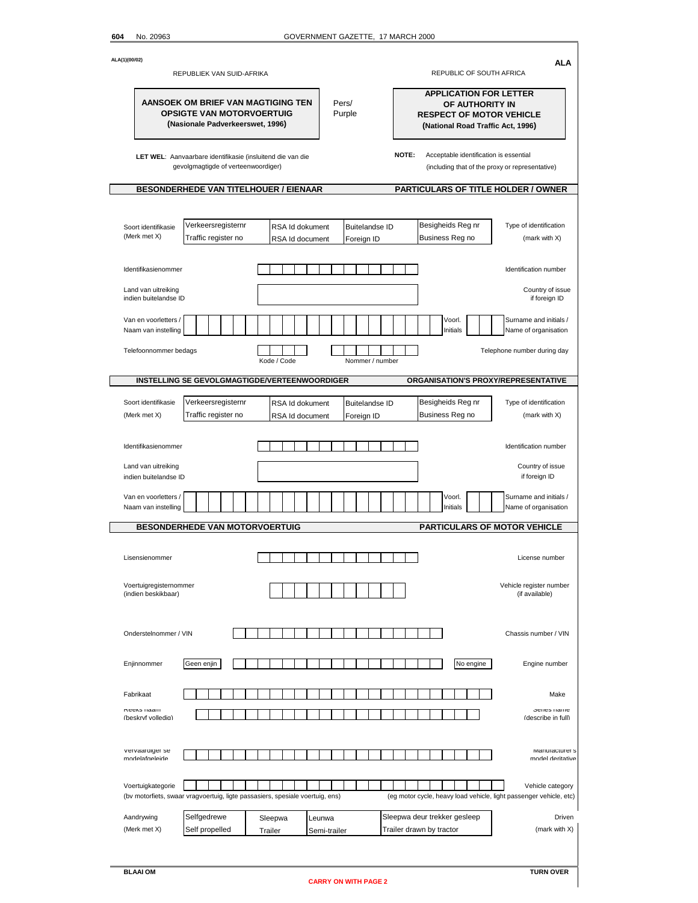ALA(1)(00/02)

**ALA**

REPUBLIEK VAN SUID-AFRIKA | REPUBLIC OF SOUTH AFRICA

**AANSOEK OM BRIEF VAN MAGTIGING TEN OPSIGTE VAN MOTORVOERTUIG**
**(Nasionale Padverkeerswet, 1996)**

Pers/ Purple

**APPLICATION FOR LETTER OF AUTHORITY IN RESPECT OF MOTOR VEHICLE**
**(National Road Traffic Act, 1996)**

**LET WEL**: Aanvaarbare identifikasie (insluitend die van die gevolgmagtigde of verteenwoordiger)

**NOTE:** Acceptable identification is essential (including that of the proxy or representative)

## BESONDERHEDE VAN TITELHOUER / EIENAAR — PARTICULARS OF TITLE HOLDER / OWNER

| Soort identifikasie (Merk met X) | Verkeersregisternr / Traffic register no | RSA Id dokument / RSA Id document | Buitelandse ID / Foreign ID | Besigheids Reg nr / Business Reg no | Type of identification (mark with X) |
|---|---|---|---|---|---|

Identifikasienommer ______ Identification number

Land van uitreiking indien buitelandse ID ______ Country of issue if foreign ID

Van en voorletters / Naam van instelling ______ Voorl. / Initials ______ Surname and initials / Name of organisation

Telefoonnommer bedags ______ Kode / Code ______ Nommer / number ______ Telephone number during day

## INSTELLING SE GEVOLGMAGTIGDE/VERTEENWOORDIGER — ORGANISATION'S PROXY/REPRESENTATIVE

| Soort identifikasie (Merk met X) | Verkeersregisternr / Traffic register no | RSA Id dokument / RSA Id document | Buitelandse ID / Foreign ID | Besigheids Reg nr / Business Reg no | Type of identification (mark with X) |
|---|---|---|---|---|---|

Identifikasienommer ______ Identification number

Land van uitreiking indien buitelandse ID ______ Country of issue if foreign ID

Van en voorletters / Naam van instelling ______ Voorl. / Initials ______ Surname and initials / Name of organisation

## BESONDERHEDE VAN MOTORVOERTUIG — PARTICULARS OF MOTOR VEHICLE

Lisensienommer ______ License number

Voertuigregisternommer (indien beskikbaar) ______ Vehicle register number (if available)

Onderstelnommer / VIN ______ Chassis number / VIN

Enjinnommer | Geen enjin ______ No engine | Engine number

Fabrikaat ______ Make

Reeks naam (beskryf volledig) ______ Series name (describe in full)

Vervaardiger se modelafgeleide ______ Manufacturer's model deritative

Voertuigkategorie ______ Vehicle category
(bv motorfiets, swaar vragvoertuig, ligte passasiers, spesiale voertuig, ens) (eg motor cycle, heavy load vehicle, light passenger vehicle, etc)

| Aandrywing (Merk met X) | Selfgedrewe / Self propelled | Sleepwa / Trailer | Leunwa / Semi-trailer | Sleepwa deur trekker gesleep / Trailer drawn by tractor | Driven (mark with X) |
|---|---|---|---|---|---|

**BLAAI OM** — **TURN OVER**

**CARRY ON WITH PAGE 2**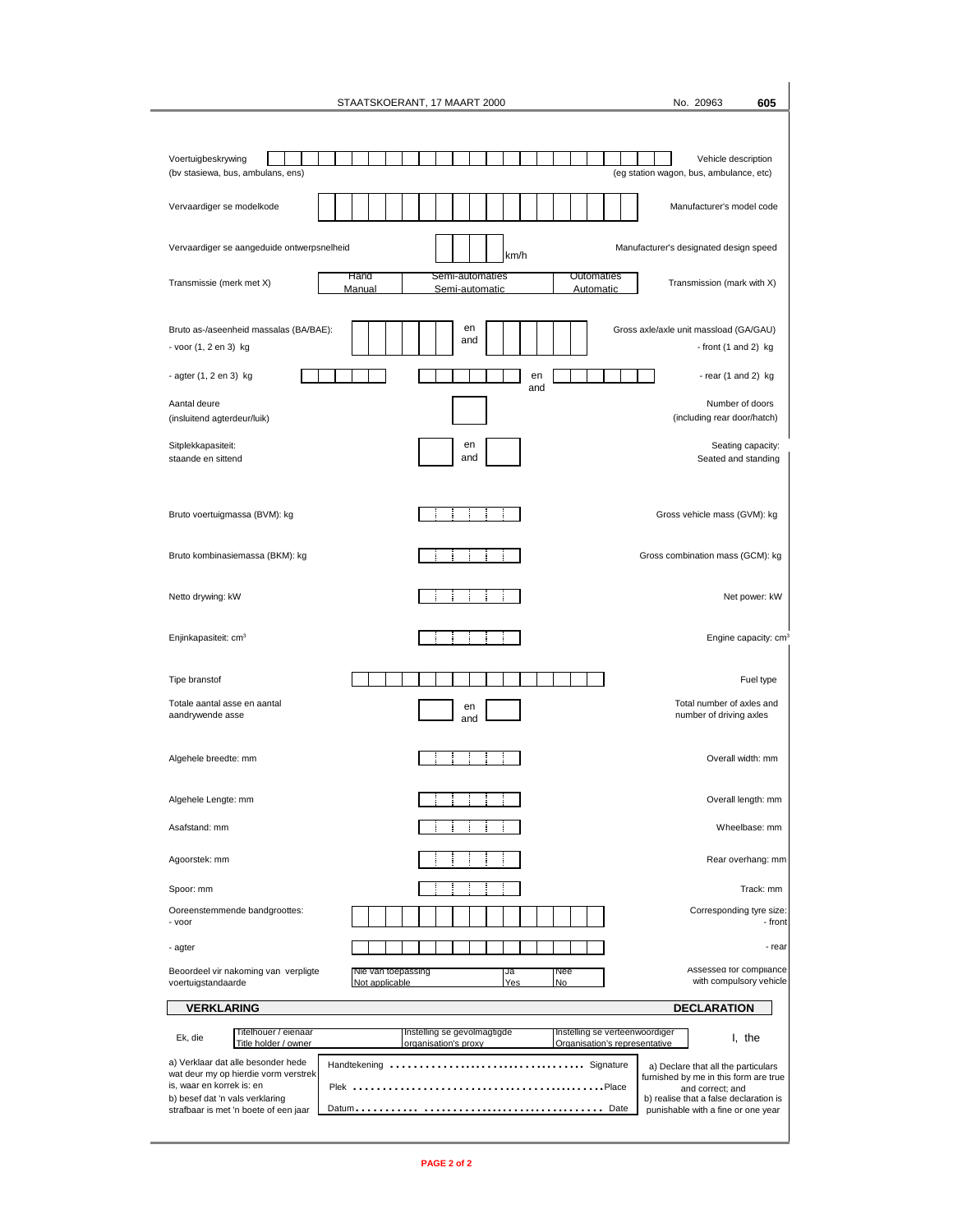| | | |
|---|---|---|
| Voertuigbeskrywing (bv stasiewa, bus, ambulans, ens) | | Vehicle description (eg station wagon, bus, ambulance, etc) |
| Vervaardiger se modelkode | | Manufacturer's model code |
| Vervaardiger se aangeduide ontwerpsnelheid | km/h | Manufacturer's designated design speed |
| Transmissie (merk met X) | Hand / Manual — Semi-automaties / Semi-automatic — Outomaties / Automatic | Transmission (mark with X) |
| Bruto as-/aseenheid massalas (BA/BAE): - voor (1, 2 en 3) kg | en / and | Gross axle/axle unit massload (GA/GAU) - front (1 and 2) kg |
| - agter (1, 2 en 3) kg | en / and | - rear (1 and 2) kg |
| Aantal deure (insluitend agterdeur/luik) | | Number of doors (including rear door/hatch) |
| Sitplekkapasiteit: staande en sittend | en / and | Seating capacity: Seated and standing |
| Bruto voertuigmassa (BVM): kg | | Gross vehicle mass (GVM): kg |
| Bruto kombinasiemassa (BKM): kg | | Gross combination mass (GCM): kg |
| Netto drywing: kW | | Net power: kW |
| Enjinkapasiteit: cm³ | | Engine capacity: cm³ |
| Tipe branstof | | Fuel type |
| Totale aantal asse en aantal aandrywende asse | en / and | Total number of axles and number of driving axles |
| Algehele breedte: mm | | Overall width: mm |
| Algehele Lengte: mm | | Overall length: mm |
| Asafstand: mm | | Wheelbase: mm |
| Agoorstek: mm | | Rear overhang: mm |
| Spoor: mm | | Track: mm |
| Ooreenstemmende bandgroottes: - voor | | Corresponding tyre size: - front |
| - agter | | - rear |
| Beoordeel vir nakoming van verpligte voertuigstandaarde | Nie van toepassing / Not applicable — Ja / Yes — Nee / No | Assessed for compliance with compulsory vehicle |

## VERKLARING — DECLARATION

| | | | | |
|---|---|---|---|---|
| Ek, die | Titelhouer / eienaar / Title holder / owner | Instelling se gevolmagtigde / organisation's proxy | Instelling se verteenwoordiger / Organisation's representative | I, the |

a) Verklaar dat alle besonder hede wat deur my op hierdie vorm verstrek is, waar en korrek is: en
b) besef dat 'n vals verklaring strafbaar is met 'n boete of een jaar

Handtekening ........................................ Signature

Plek ........................................ Place

Datum ........................................ Date

a) Declare that all the particulars furnished by me in this form are true and correct; and
b) realise that a false declaration is punishable with a fine or one year

PAGE 2 of 2